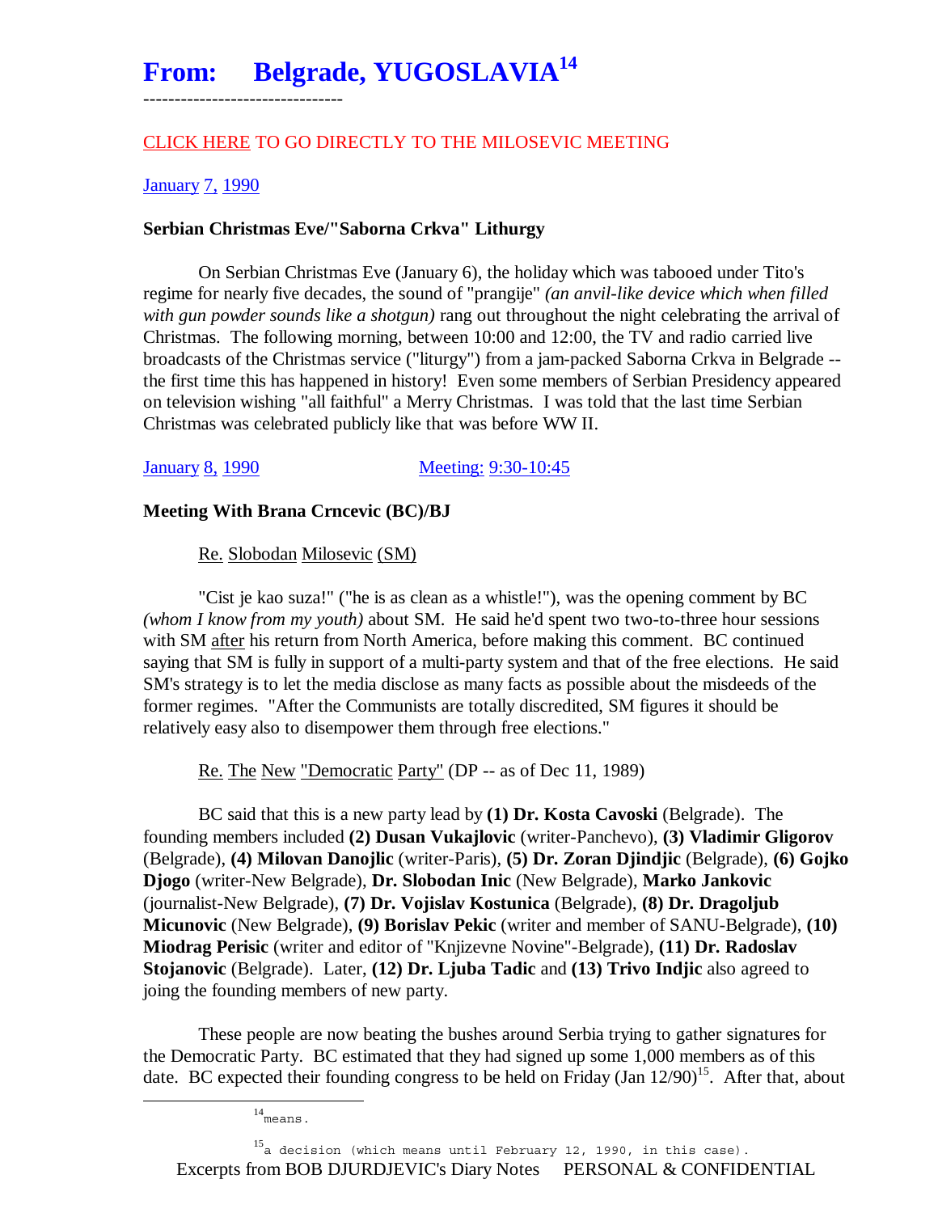# From: Belgrade, YUGOSLAVIA[14]

--------------------------------

CLICK HERE TO GO DIRECTLY TO THE MILOSEVIC MEETING

January 7, 1990

**Serbian Christmas Eve/"Saborna Crkva" Lithurgy**

On Serbian Christmas Eve (January 6), the holiday which was tabooed under Tito's regime for nearly five decades, the sound of "prangije" *(an anvil-like device which when filled with gun powder sounds like a shotgun)* rang out throughout the night celebrating the arrival of Christmas. The following morning, between 10:00 and 12:00, the TV and radio carried live broadcasts of the Christmas service ("liturgy") from a jam-packed Saborna Crkva in Belgrade -- the first time this has happened in history! Even some members of Serbian Presidency appeared on television wishing "all faithful" a Merry Christmas. I was told that the last time Serbian Christmas was celebrated publicly like that was before WW II.

January 8, 1990 Meeting: 9:30-10:45

**Meeting With Brana Crncevic (BC)/BJ**

Re. Slobodan Milosevic (SM)

"Cist je kao suza!" ("he is as clean as a whistle!"), was the opening comment by BC *(whom I know from my youth)* about SM. He said he'd spent two two-to-three hour sessions with SM after his return from North America, before making this comment. BC continued saying that SM is fully in support of a multi-party system and that of the free elections. He said SM's strategy is to let the media disclose as many facts as possible about the misdeeds of the former regimes. "After the Communists are totally discredited, SM figures it should be relatively easy also to disempower them through free elections."

Re. The New "Democratic Party" (DP -- as of Dec 11, 1989)

BC said that this is a new party lead by **(1) Dr. Kosta Cavoski** (Belgrade). The founding members included **(2) Dusan Vukajlovic** (writer-Panchevo), **(3) Vladimir Gligorov** (Belgrade), **(4) Milovan Danojlic** (writer-Paris), **(5) Dr. Zoran Djindjic** (Belgrade), **(6) Gojko Djogo** (writer-New Belgrade), **Dr. Slobodan Inic** (New Belgrade), **Marko Jankovic** (journalist-New Belgrade), **(7) Dr. Vojislav Kostunica** (Belgrade), **(8) Dr. Dragoljub Micunovic** (New Belgrade), **(9) Borislav Pekic** (writer and member of SANU-Belgrade), **(10) Miodrag Perisic** (writer and editor of "Knjizevne Novine"-Belgrade), **(11) Dr. Radoslav Stojanovic** (Belgrade). Later, **(12) Dr. Ljuba Tadic** and **(13) Trivo Indjic** also agreed to joing the founding members of new party.

These people are now beating the bushes around Serbia trying to gather signatures for the Democratic Party. BC estimated that they had signed up some 1,000 members as of this date. BC expected their founding congress to be held on Friday (Jan 12/90)[15]. After that, about

---

[14] means.

[15] a decision (which means until February 12, 1990, in this case).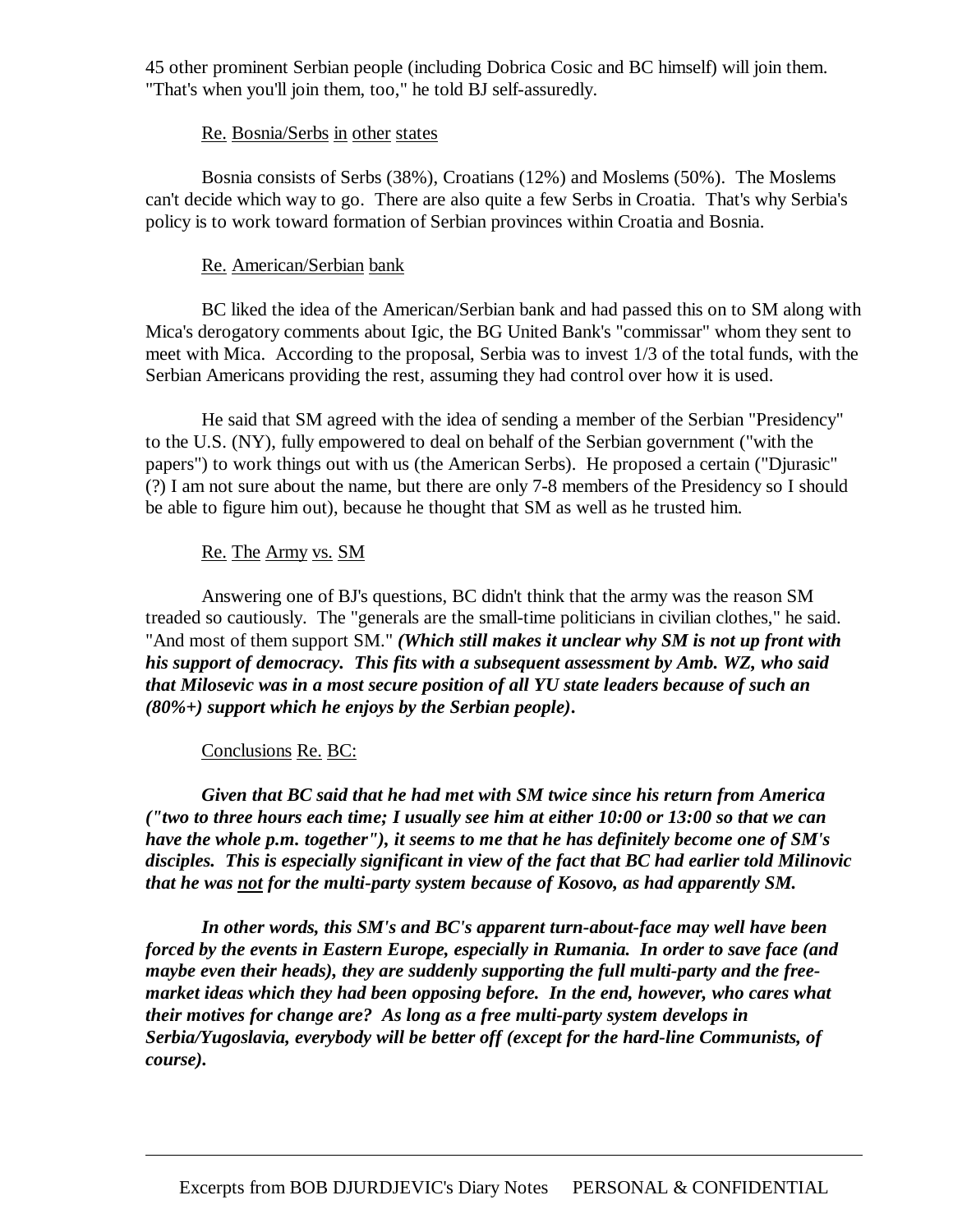45 other prominent Serbian people (including Dobrica Cosic and BC himself) will join them. "That's when you'll join them, too," he told BJ self-assuredly.

Re. Bosnia/Serbs in other states

Bosnia consists of Serbs (38%), Croatians (12%) and Moslems (50%). The Moslems can't decide which way to go. There are also quite a few Serbs in Croatia. That's why Serbia's policy is to work toward formation of Serbian provinces within Croatia and Bosnia.

Re. American/Serbian bank

BC liked the idea of the American/Serbian bank and had passed this on to SM along with Mica's derogatory comments about Igic, the BG United Bank's "commissar" whom they sent to meet with Mica. According to the proposal, Serbia was to invest 1/3 of the total funds, with the Serbian Americans providing the rest, assuming they had control over how it is used.

He said that SM agreed with the idea of sending a member of the Serbian "Presidency" to the U.S. (NY), fully empowered to deal on behalf of the Serbian government ("with the papers") to work things out with us (the American Serbs). He proposed a certain ("Djurasic" (?) I am not sure about the name, but there are only 7-8 members of the Presidency so I should be able to figure him out), because he thought that SM as well as he trusted him.

Re. The Army vs. SM

Answering one of BJ's questions, BC didn't think that the army was the reason SM treaded so cautiously. The "generals are the small-time politicians in civilian clothes," he said. "And most of them support SM." ***(Which still makes it unclear why SM is not up front with his support of democracy. This fits with a subsequent assessment by Amb. WZ, who said that Milosevic was in a most secure position of all YU state leaders because of such an (80%+) support which he enjoys by the Serbian people).***

Conclusions Re. BC:

***Given that BC said that he had met with SM twice since his return from America ("two to three hours each time; I usually see him at either 10:00 or 13:00 so that we can have the whole p.m. together"), it seems to me that he has definitely become one of SM's disciples. This is especially significant in view of the fact that BC had earlier told Milinovic that he was not for the multi-party system because of Kosovo, as had apparently SM.***

***In other words, this SM's and BC's apparent turn-about-face may well have been forced by the events in Eastern Europe, especially in Rumania. In order to save face (and maybe even their heads), they are suddenly supporting the full multi-party and the free-market ideas which they had been opposing before. In the end, however, who cares what their motives for change are? As long as a free multi-party system develops in Serbia/Yugoslavia, everybody will be better off (except for the hard-line Communists, of course).***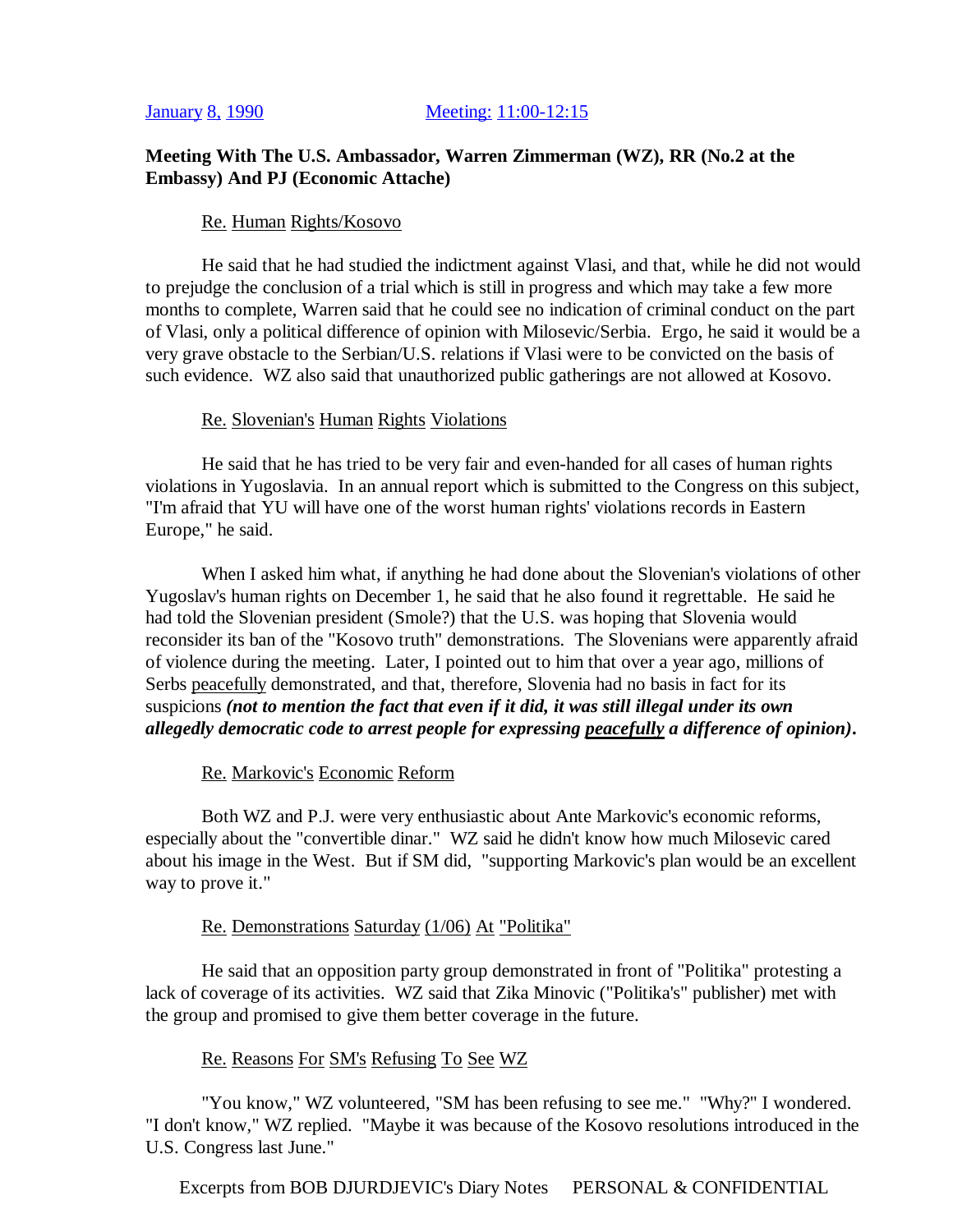January 8, 1990 Meeting: 11:00-12:15

**Meeting With The U.S. Ambassador, Warren Zimmerman (WZ), RR (No.2 at the Embassy) And PJ (Economic Attache)**

Re. Human Rights/Kosovo

He said that he had studied the indictment against Vlasi, and that, while he did not would to prejudge the conclusion of a trial which is still in progress and which may take a few more months to complete, Warren said that he could see no indication of criminal conduct on the part of Vlasi, only a political difference of opinion with Milosevic/Serbia. Ergo, he said it would be a very grave obstacle to the Serbian/U.S. relations if Vlasi were to be convicted on the basis of such evidence. WZ also said that unauthorized public gatherings are not allowed at Kosovo.

Re. Slovenian's Human Rights Violations

He said that he has tried to be very fair and even-handed for all cases of human rights violations in Yugoslavia. In an annual report which is submitted to the Congress on this subject, "I'm afraid that YU will have one of the worst human rights' violations records in Eastern Europe," he said.

When I asked him what, if anything he had done about the Slovenian's violations of other Yugoslav's human rights on December 1, he said that he also found it regrettable. He said he had told the Slovenian president (Smole?) that the U.S. was hoping that Slovenia would reconsider its ban of the "Kosovo truth" demonstrations. The Slovenians were apparently afraid of violence during the meeting. Later, I pointed out to him that over a year ago, millions of Serbs <u>peacefully</u> demonstrated, and that, therefore, Slovenia had no basis in fact for its suspicions ***(not to mention the fact that even if it did, it was still illegal under its own allegedly democratic code to arrest people for expressing <u>peacefully</u> a difference of opinion).***

Re. Markovic's Economic Reform

Both WZ and P.J. were very enthusiastic about Ante Markovic's economic reforms, especially about the "convertible dinar." WZ said he didn't know how much Milosevic cared about his image in the West. But if SM did, "supporting Markovic's plan would be an excellent way to prove it."

Re. Demonstrations Saturday (1/06) At "Politika"

He said that an opposition party group demonstrated in front of "Politika" protesting a lack of coverage of its activities. WZ said that Zika Minovic ("Politika's" publisher) met with the group and promised to give them better coverage in the future.

Re. Reasons For SM's Refusing To See WZ

"You know," WZ volunteered, "SM has been refusing to see me." "Why?" I wondered. "I don't know," WZ replied. "Maybe it was because of the Kosovo resolutions introduced in the U.S. Congress last June."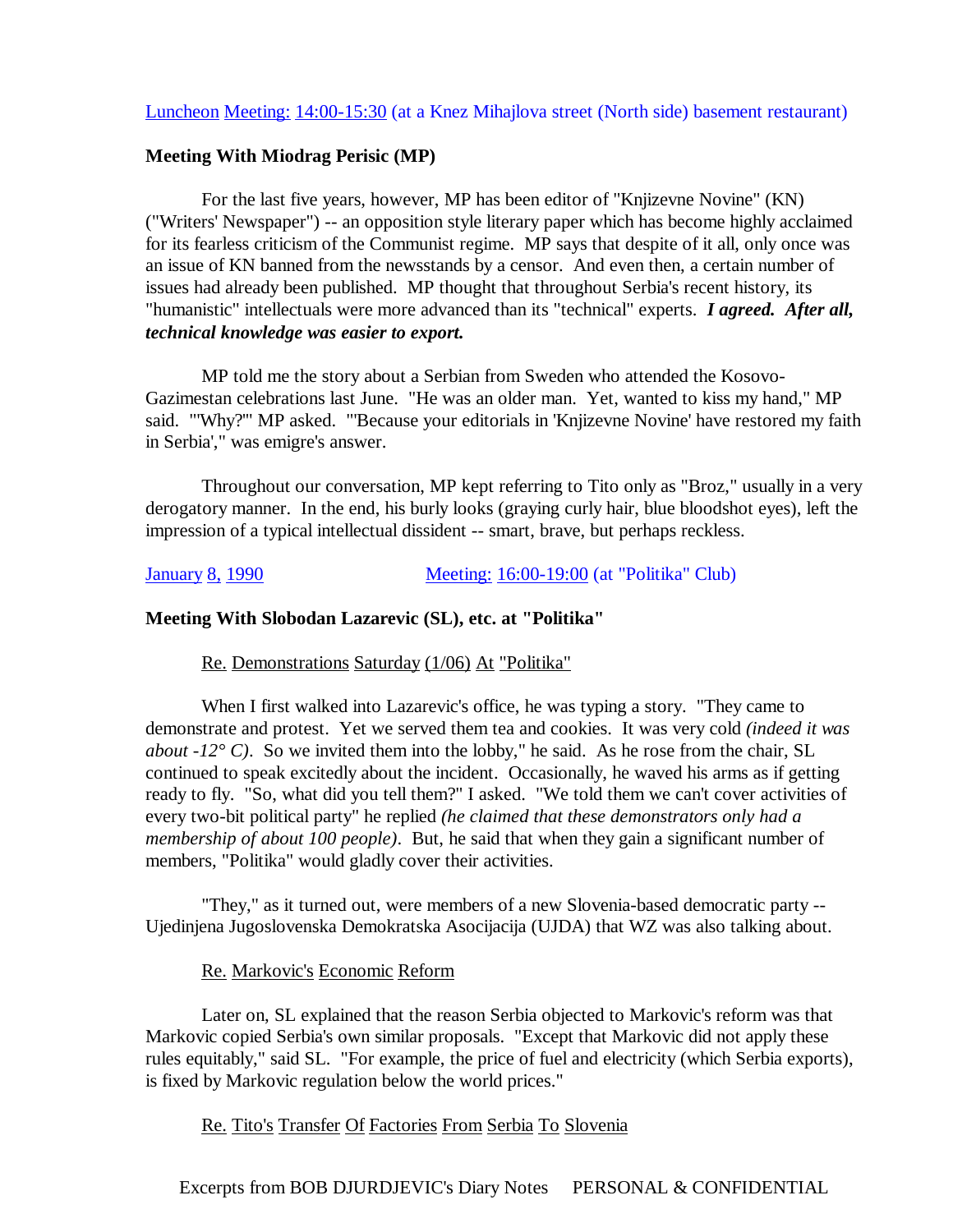Luncheon Meeting: 14:00-15:30 (at a Knez Mihajlova street (North side) basement restaurant)

**Meeting With Miodrag Perisic (MP)**

For the last five years, however, MP has been editor of "Knjizevne Novine" (KN) ("Writers' Newspaper") -- an opposition style literary paper which has become highly acclaimed for its fearless criticism of the Communist regime. MP says that despite of it all, only once was an issue of KN banned from the newsstands by a censor. And even then, a certain number of issues had already been published. MP thought that throughout Serbia's recent history, its "humanistic" intellectuals were more advanced than its "technical" experts. ***I agreed. After all, technical knowledge was easier to export.***

MP told me the story about a Serbian from Sweden who attended the Kosovo-Gazimestan celebrations last June. "He was an older man. Yet, wanted to kiss my hand," MP said. "'Why?'" MP asked. "'Because your editorials in 'Knjizevne Novine' have restored my faith in Serbia'," was emigre's answer.

Throughout our conversation, MP kept referring to Tito only as "Broz," usually in a very derogatory manner. In the end, his burly looks (graying curly hair, blue bloodshot eyes), left the impression of a typical intellectual dissident -- smart, brave, but perhaps reckless.

January 8, 1990 Meeting: 16:00-19:00 (at "Politika" Club)

**Meeting With Slobodan Lazarevic (SL), etc. at "Politika"**

Re. Demonstrations Saturday (1/06) At "Politika"

When I first walked into Lazarevic's office, he was typing a story. "They came to demonstrate and protest. Yet we served them tea and cookies. It was very cold *(indeed it was about -12° C)*. So we invited them into the lobby," he said. As he rose from the chair, SL continued to speak excitedly about the incident. Occasionally, he waved his arms as if getting ready to fly. "So, what did you tell them?" I asked. "We told them we can't cover activities of every two-bit political party" he replied *(he claimed that these demonstrators only had a membership of about 100 people)*. But, he said that when they gain a significant number of members, "Politika" would gladly cover their activities.

"They," as it turned out, were members of a new Slovenia-based democratic party -- Ujedinjena Jugoslovenska Demokratska Asocijacija (UJDA) that WZ was also talking about.

Re. Markovic's Economic Reform

Later on, SL explained that the reason Serbia objected to Markovic's reform was that Markovic copied Serbia's own similar proposals. "Except that Markovic did not apply these rules equitably," said SL. "For example, the price of fuel and electricity (which Serbia exports), is fixed by Markovic regulation below the world prices."

Re. Tito's Transfer Of Factories From Serbia To Slovenia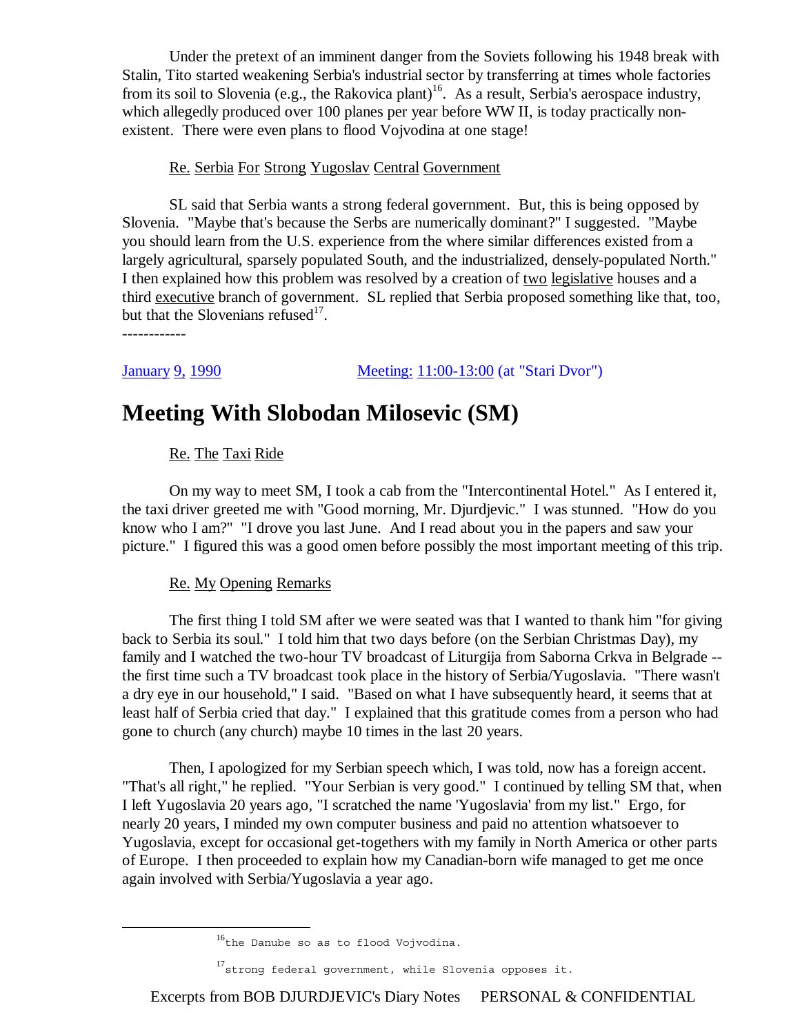Under the pretext of an imminent danger from the Soviets following his 1948 break with Stalin, Tito started weakening Serbia's industrial sector by transferring at times whole factories from its soil to Slovenia (e.g., the Rakovica plant)[16]. As a result, Serbia's aerospace industry, which allegedly produced over 100 planes per year before WW II, is today practically non-existent. There were even plans to flood Vojvodina at one stage!

Re. Serbia For Strong Yugoslav Central Government

SL said that Serbia wants a strong federal government. But, this is being opposed by Slovenia. "Maybe that's because the Serbs are numerically dominant?" I suggested. "Maybe you should learn from the U.S. experience from the where similar differences existed from a largely agricultural, sparsely populated South, and the industrialized, densely-populated North." I then explained how this problem was resolved by a creation of two legislative houses and a third executive branch of government. SL replied that Serbia proposed something like that, too, but that the Slovenians refused[17].

------------

January 9, 1990 — Meeting: 11:00-13:00 (at "Stari Dvor")

# Meeting With Slobodan Milosevic (SM)

Re. The Taxi Ride

On my way to meet SM, I took a cab from the "Intercontinental Hotel." As I entered it, the taxi driver greeted me with "Good morning, Mr. Djurdjevic." I was stunned. "How do you know who I am?" "I drove you last June. And I read about you in the papers and saw your picture." I figured this was a good omen before possibly the most important meeting of this trip.

Re. My Opening Remarks

The first thing I told SM after we were seated was that I wanted to thank him "for giving back to Serbia its soul." I told him that two days before (on the Serbian Christmas Day), my family and I watched the two-hour TV broadcast of Liturgija from Saborna Crkva in Belgrade -- the first time such a TV broadcast took place in the history of Serbia/Yugoslavia. "There wasn't a dry eye in our household," I said. "Based on what I have subsequently heard, it seems that at least half of Serbia cried that day." I explained that this gratitude comes from a person who had gone to church (any church) maybe 10 times in the last 20 years.

Then, I apologized for my Serbian speech which, I was told, now has a foreign accent. "That's all right," he replied. "Your Serbian is very good." I continued by telling SM that, when I left Yugoslavia 20 years ago, "I scratched the name 'Yugoslavia' from my list." Ergo, for nearly 20 years, I minded my own computer business and paid no attention whatsoever to Yugoslavia, except for occasional get-togethers with my family in North America or other parts of Europe. I then proceeded to explain how my Canadian-born wife managed to get me once again involved with Serbia/Yugoslavia a year ago.

---

[16] the Danube so as to flood Vojvodina.

[17] strong federal government, while Slovenia opposes it.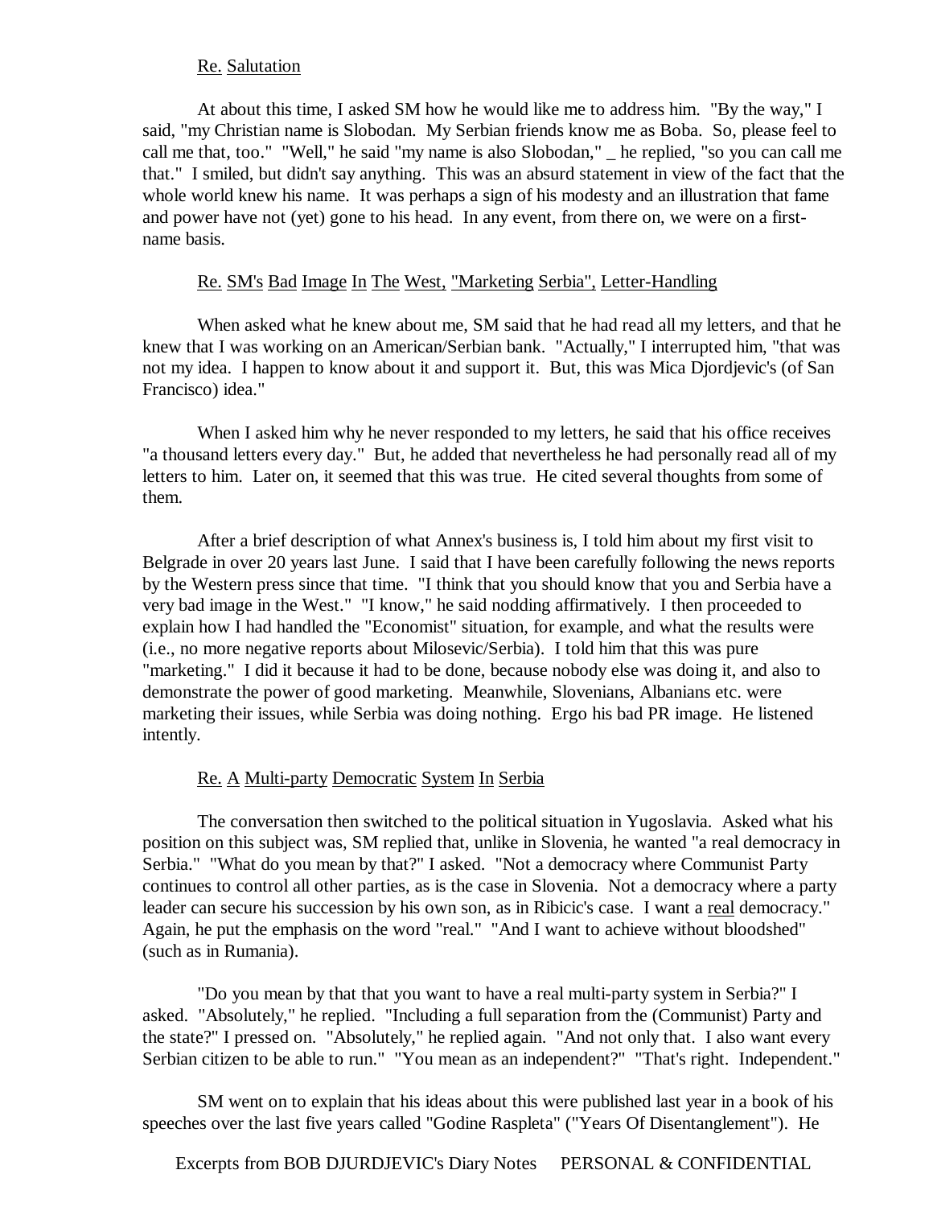Re. Salutation

At about this time, I asked SM how he would like me to address him. "By the way," I said, "my Christian name is Slobodan. My Serbian friends know me as Boba. So, please feel to call me that, too." "Well," he said "my name is also Slobodan," _ he replied, "so you can call me that." I smiled, but didn't say anything. This was an absurd statement in view of the fact that the whole world knew his name. It was perhaps a sign of his modesty and an illustration that fame and power have not (yet) gone to his head. In any event, from there on, we were on a first-name basis.

Re. SM's Bad Image In The West, "Marketing Serbia", Letter-Handling

When asked what he knew about me, SM said that he had read all my letters, and that he knew that I was working on an American/Serbian bank. "Actually," I interrupted him, "that was not my idea. I happen to know about it and support it. But, this was Mica Djordjevic's (of San Francisco) idea."

When I asked him why he never responded to my letters, he said that his office receives "a thousand letters every day." But, he added that nevertheless he had personally read all of my letters to him. Later on, it seemed that this was true. He cited several thoughts from some of them.

After a brief description of what Annex's business is, I told him about my first visit to Belgrade in over 20 years last June. I said that I have been carefully following the news reports by the Western press since that time. "I think that you should know that you and Serbia have a very bad image in the West." "I know," he said nodding affirmatively. I then proceeded to explain how I had handled the "Economist" situation, for example, and what the results were (i.e., no more negative reports about Milosevic/Serbia). I told him that this was pure "marketing." I did it because it had to be done, because nobody else was doing it, and also to demonstrate the power of good marketing. Meanwhile, Slovenians, Albanians etc. were marketing their issues, while Serbia was doing nothing. Ergo his bad PR image. He listened intently.

Re. A Multi-party Democratic System In Serbia

The conversation then switched to the political situation in Yugoslavia. Asked what his position on this subject was, SM replied that, unlike in Slovenia, he wanted "a real democracy in Serbia." "What do you mean by that?" I asked. "Not a democracy where Communist Party continues to control all other parties, as is the case in Slovenia. Not a democracy where a party leader can secure his succession by his own son, as in Ribicic's case. I want a real democracy." Again, he put the emphasis on the word "real." "And I want to achieve without bloodshed" (such as in Rumania).

"Do you mean by that that you want to have a real multi-party system in Serbia?" I asked. "Absolutely," he replied. "Including a full separation from the (Communist) Party and the state?" I pressed on. "Absolutely," he replied again. "And not only that. I also want every Serbian citizen to be able to run." "You mean as an independent?" "That's right. Independent."

SM went on to explain that his ideas about this were published last year in a book of his speeches over the last five years called "Godine Raspleta" ("Years Of Disentanglement"). He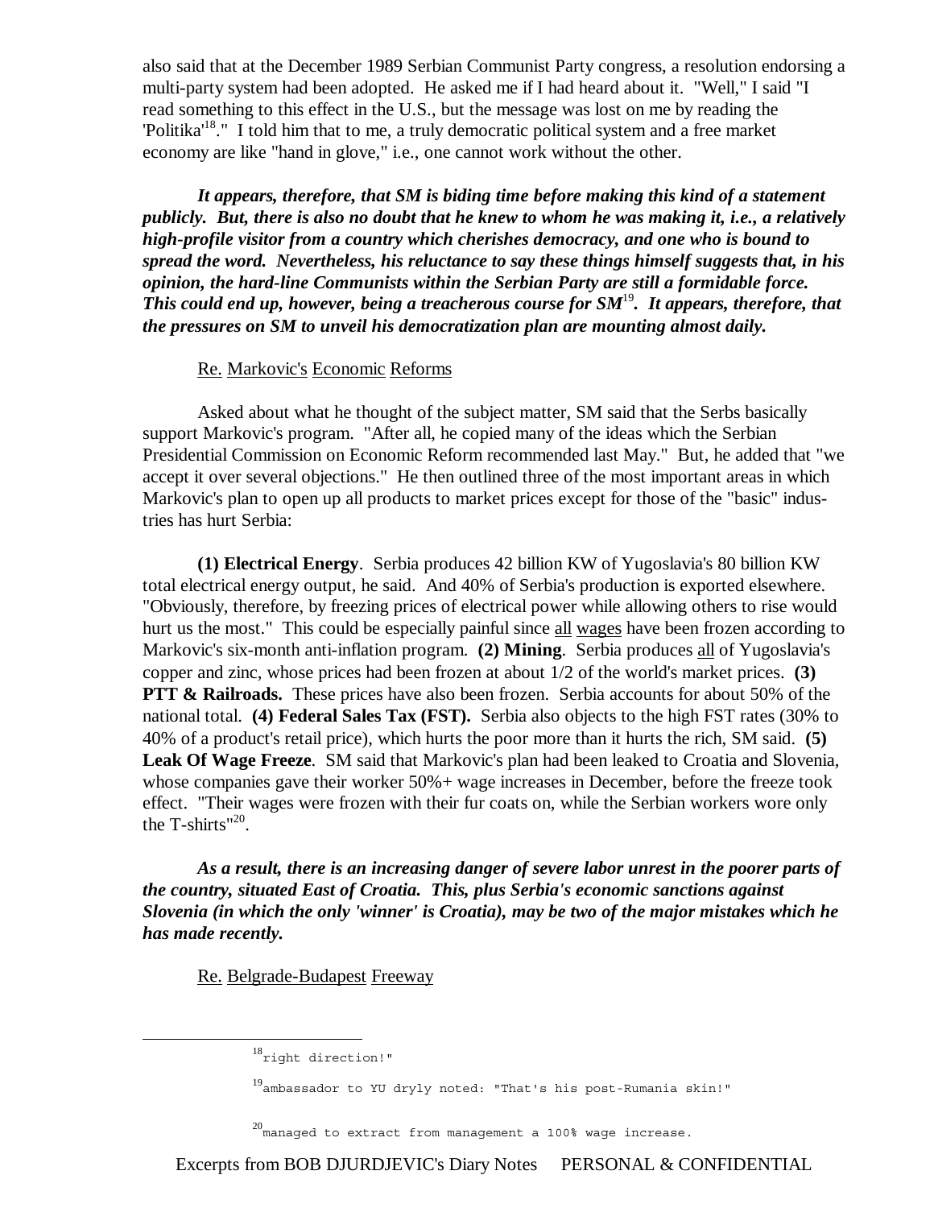also said that at the December 1989 Serbian Communist Party congress, a resolution endorsing a multi-party system had been adopted. He asked me if I had heard about it. "Well," I said "I read something to this effect in the U.S., but the message was lost on me by reading the 'Politika'[18]." I told him that to me, a truly democratic political system and a free market economy are like "hand in glove," i.e., one cannot work without the other.

***It appears, therefore, that SM is biding time before making this kind of a statement publicly. But, there is also no doubt that he knew to whom he was making it, i.e., a relatively high-profile visitor from a country which cherishes democracy, and one who is bound to spread the word. Nevertheless, his reluctance to say these things himself suggests that, in his opinion, the hard-line Communists within the Serbian Party are still a formidable force. This could end up, however, being a treacherous course for SM[19]. It appears, therefore, that the pressures on SM to unveil his democratization plan are mounting almost daily.***

Re. Markovic's Economic Reforms

Asked about what he thought of the subject matter, SM said that the Serbs basically support Markovic's program. "After all, he copied many of the ideas which the Serbian Presidential Commission on Economic Reform recommended last May." But, he added that "we accept it over several objections." He then outlined three of the most important areas in which Markovic's plan to open up all products to market prices except for those of the "basic" industries has hurt Serbia:

**(1) Electrical Energy**. Serbia produces 42 billion KW of Yugoslavia's 80 billion KW total electrical energy output, he said. And 40% of Serbia's production is exported elsewhere. "Obviously, therefore, by freezing prices of electrical power while allowing others to rise would hurt us the most." This could be especially painful since all wages have been frozen according to Markovic's six-month anti-inflation program. **(2) Mining**. Serbia produces all of Yugoslavia's copper and zinc, whose prices had been frozen at about 1/2 of the world's market prices. **(3) PTT & Railroads.** These prices have also been frozen. Serbia accounts for about 50% of the national total. **(4) Federal Sales Tax (FST).** Serbia also objects to the high FST rates (30% to 40% of a product's retail price), which hurts the poor more than it hurts the rich, SM said. **(5) Leak Of Wage Freeze**. SM said that Markovic's plan had been leaked to Croatia and Slovenia, whose companies gave their worker 50%+ wage increases in December, before the freeze took effect. "Their wages were frozen with their fur coats on, while the Serbian workers wore only the T-shirts"[20].

***As a result, there is an increasing danger of severe labor unrest in the poorer parts of the country, situated East of Croatia. This, plus Serbia's economic sanctions against Slovenia (in which the only 'winner' is Croatia), may be two of the major mistakes which he has made recently.***

Re. Belgrade-Budapest Freeway

---

[18] right direction!"

[19] ambassador to YU dryly noted: "That's his post-Rumania skin!"

[20] managed to extract from management a 100% wage increase.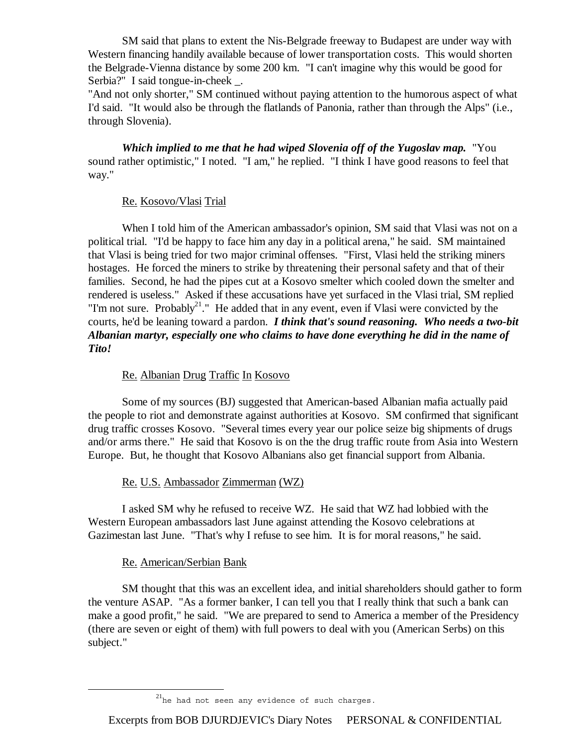SM said that plans to extent the Nis-Belgrade freeway to Budapest are under way with Western financing handily available because of lower transportation costs. This would shorten the Belgrade-Vienna distance by some 200 km. "I can't imagine why this would be good for Serbia?" I said tongue-in-cheek _.
"And not only shorter," SM continued without paying attention to the humorous aspect of what I'd said. "It would also be through the flatlands of Panonia, rather than through the Alps" (i.e., through Slovenia).

***Which implied to me that he had wiped Slovenia off of the Yugoslav map.*** "You sound rather optimistic," I noted. "I am," he replied. "I think I have good reasons to feel that way."

Re. Kosovo/Vlasi Trial

When I told him of the American ambassador's opinion, SM said that Vlasi was not on a political trial. "I'd be happy to face him any day in a political arena," he said. SM maintained that Vlasi is being tried for two major criminal offenses. "First, Vlasi held the striking miners hostages. He forced the miners to strike by threatening their personal safety and that of their families. Second, he had the pipes cut at a Kosovo smelter which cooled down the smelter and rendered is useless." Asked if these accusations have yet surfaced in the Vlasi trial, SM replied "I'm not sure. Probably[21]." He added that in any event, even if Vlasi were convicted by the courts, he'd be leaning toward a pardon. ***I think that's sound reasoning. Who needs a two-bit Albanian martyr, especially one who claims to have done everything he did in the name of Tito!***

Re. Albanian Drug Traffic In Kosovo

Some of my sources (BJ) suggested that American-based Albanian mafia actually paid the people to riot and demonstrate against authorities at Kosovo. SM confirmed that significant drug traffic crosses Kosovo. "Several times every year our police seize big shipments of drugs and/or arms there." He said that Kosovo is on the the drug traffic route from Asia into Western Europe. But, he thought that Kosovo Albanians also get financial support from Albania.

Re. U.S. Ambassador Zimmerman (WZ)

I asked SM why he refused to receive WZ. He said that WZ had lobbied with the Western European ambassadors last June against attending the Kosovo celebrations at Gazimestan last June. "That's why I refuse to see him. It is for moral reasons," he said.

Re. American/Serbian Bank

SM thought that this was an excellent idea, and initial shareholders should gather to form the venture ASAP. "As a former banker, I can tell you that I really think that such a bank can make a good profit," he said. "We are prepared to send to America a member of the Presidency (there are seven or eight of them) with full powers to deal with you (American Serbs) on this subject."

---

[21] he had not seen any evidence of such charges.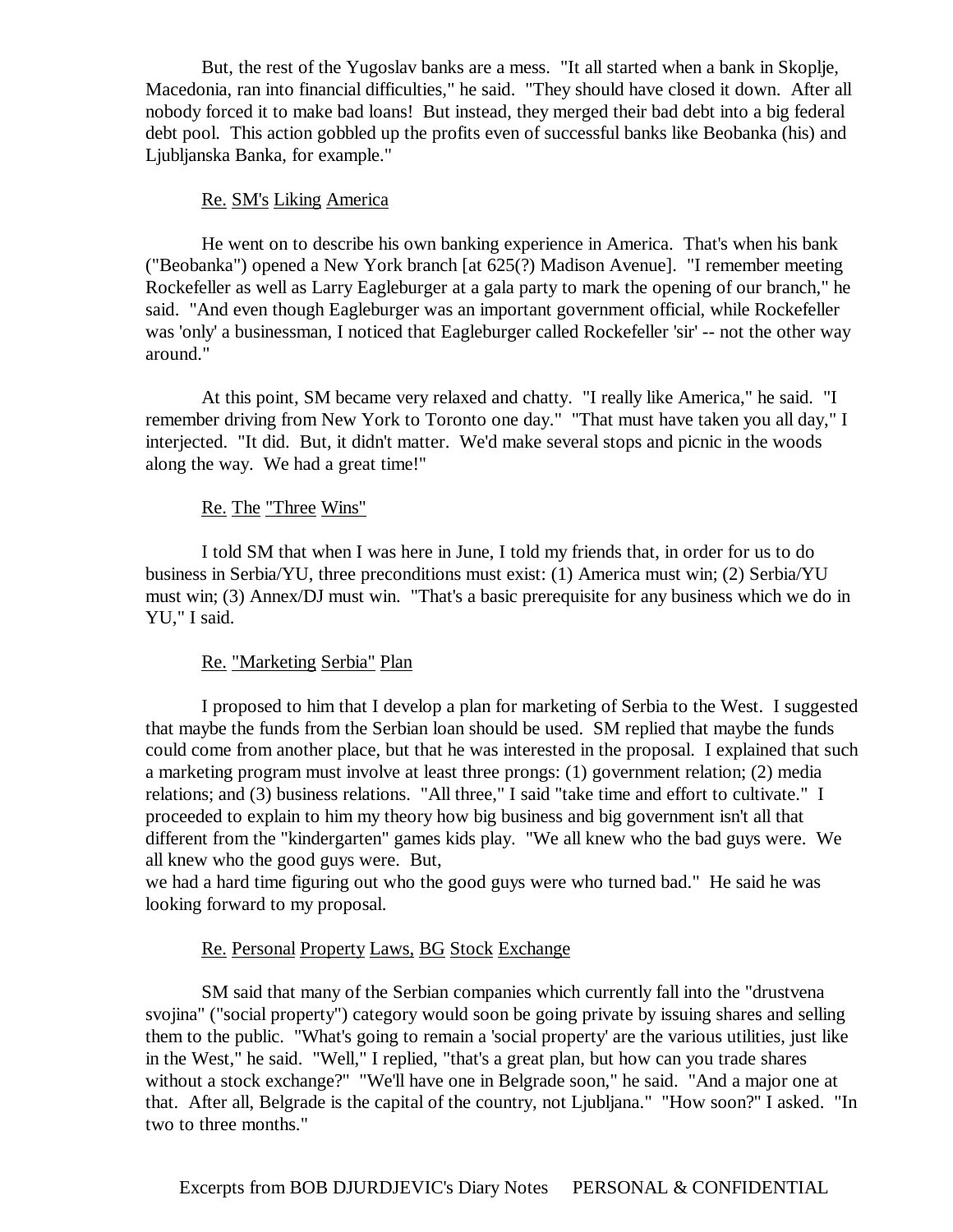But, the rest of the Yugoslav banks are a mess. "It all started when a bank in Skoplje, Macedonia, ran into financial difficulties," he said. "They should have closed it down. After all nobody forced it to make bad loans! But instead, they merged their bad debt into a big federal debt pool. This action gobbled up the profits even of successful banks like Beobanka (his) and Ljubljanska Banka, for example."

Re. SM's Liking America

He went on to describe his own banking experience in America. That's when his bank ("Beobanka") opened a New York branch [at 625(?) Madison Avenue]. "I remember meeting Rockefeller as well as Larry Eagleburger at a gala party to mark the opening of our branch," he said. "And even though Eagleburger was an important government official, while Rockefeller was 'only' a businessman, I noticed that Eagleburger called Rockefeller 'sir' -- not the other way around."

At this point, SM became very relaxed and chatty. "I really like America," he said. "I remember driving from New York to Toronto one day." "That must have taken you all day," I interjected. "It did. But, it didn't matter. We'd make several stops and picnic in the woods along the way. We had a great time!"

Re. The "Three Wins"

I told SM that when I was here in June, I told my friends that, in order for us to do business in Serbia/YU, three preconditions must exist: (1) America must win; (2) Serbia/YU must win; (3) Annex/DJ must win. "That's a basic prerequisite for any business which we do in YU," I said.

Re. "Marketing Serbia" Plan

I proposed to him that I develop a plan for marketing of Serbia to the West. I suggested that maybe the funds from the Serbian loan should be used. SM replied that maybe the funds could come from another place, but that he was interested in the proposal. I explained that such a marketing program must involve at least three prongs: (1) government relation; (2) media relations; and (3) business relations. "All three," I said "take time and effort to cultivate." I proceeded to explain to him my theory how big business and big government isn't all that different from the "kindergarten" games kids play. "We all knew who the bad guys were. We all knew who the good guys were. But,
we had a hard time figuring out who the good guys were who turned bad." He said he was looking forward to my proposal.

Re. Personal Property Laws, BG Stock Exchange

SM said that many of the Serbian companies which currently fall into the "drustvena svojina" ("social property") category would soon be going private by issuing shares and selling them to the public. "What's going to remain a 'social property' are the various utilities, just like in the West," he said. "Well," I replied, "that's a great plan, but how can you trade shares without a stock exchange?" "We'll have one in Belgrade soon," he said. "And a major one at that. After all, Belgrade is the capital of the country, not Ljubljana." "How soon?" I asked. "In two to three months."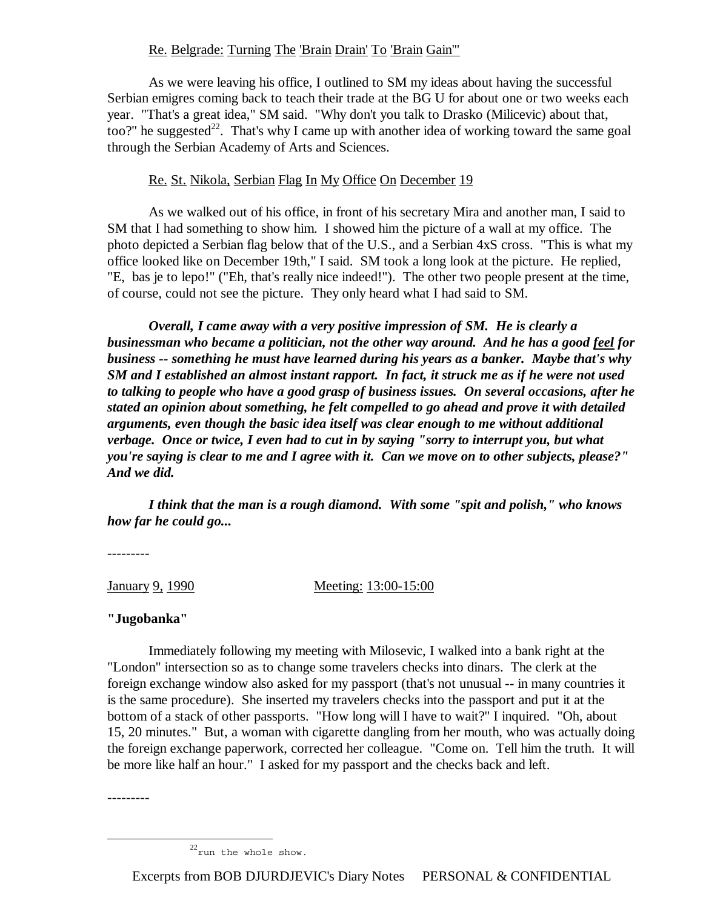Re. Belgrade: Turning The 'Brain Drain' To 'Brain Gain'"

As we were leaving his office, I outlined to SM my ideas about having the successful Serbian emigres coming back to teach their trade at the BG U for about one or two weeks each year. "That's a great idea," SM said. "Why don't you talk to Drasko (Milicevic) about that, too?" he suggested[22]. That's why I came up with another idea of working toward the same goal through the Serbian Academy of Arts and Sciences.

Re. St. Nikola, Serbian Flag In My Office On December 19

As we walked out of his office, in front of his secretary Mira and another man, I said to SM that I had something to show him. I showed him the picture of a wall at my office. The photo depicted a Serbian flag below that of the U.S., and a Serbian 4xS cross. "This is what my office looked like on December 19th," I said. SM took a long look at the picture. He replied, "E, bas je to lepo!" ("Eh, that's really nice indeed!"). The other two people present at the time, of course, could not see the picture. They only heard what I had said to SM.

***Overall, I came away with a very positive impression of SM. He is clearly a businessman who became a politician, not the other way around. And he has a good feel for business -- something he must have learned during his years as a banker. Maybe that's why SM and I established an almost instant rapport. In fact, it struck me as if he were not used to talking to people who have a good grasp of business issues. On several occasions, after he stated an opinion about something, he felt compelled to go ahead and prove it with detailed arguments, even though the basic idea itself was clear enough to me without additional verbage. Once or twice, I even had to cut in by saying "sorry to interrupt you, but what you're saying is clear to me and I agree with it. Can we move on to other subjects, please?" And we did.***

***I think that the man is a rough diamond. With some "spit and polish," who knows how far he could go...***

---------

January 9, 1990 Meeting: 13:00-15:00

**"Jugobanka"**

Immediately following my meeting with Milosevic, I walked into a bank right at the "London" intersection so as to change some travelers checks into dinars. The clerk at the foreign exchange window also asked for my passport (that's not unusual -- in many countries it is the same procedure). She inserted my travelers checks into the passport and put it at the bottom of a stack of other passports. "How long will I have to wait?" I inquired. "Oh, about 15, 20 minutes." But, a woman with cigarette dangling from her mouth, who was actually doing the foreign exchange paperwork, corrected her colleague. "Come on. Tell him the truth. It will be more like half an hour." I asked for my passport and the checks back and left.

---------

[22] run the whole show.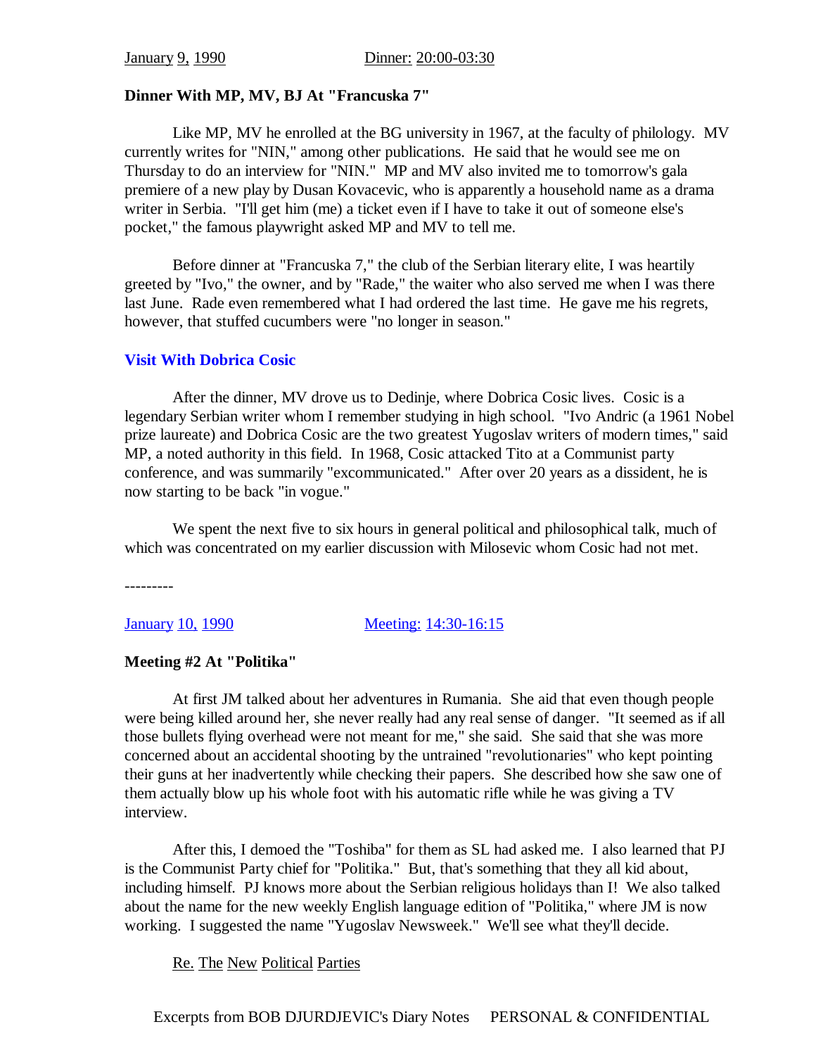January 9, 1990 Dinner: 20:00-03:30

**Dinner With MP, MV, BJ At "Francuska 7"**

Like MP, MV he enrolled at the BG university in 1967, at the faculty of philology. MV currently writes for "NIN," among other publications. He said that he would see me on Thursday to do an interview for "NIN." MP and MV also invited me to tomorrow's gala premiere of a new play by Dusan Kovacevic, who is apparently a household name as a drama writer in Serbia. "I'll get him (me) a ticket even if I have to take it out of someone else's pocket," the famous playwright asked MP and MV to tell me.

Before dinner at "Francuska 7," the club of the Serbian literary elite, I was heartily greeted by "Ivo," the owner, and by "Rade," the waiter who also served me when I was there last June. Rade even remembered what I had ordered the last time. He gave me his regrets, however, that stuffed cucumbers were "no longer in season."

**Visit With Dobrica Cosic**

After the dinner, MV drove us to Dedinje, where Dobrica Cosic lives. Cosic is a legendary Serbian writer whom I remember studying in high school. "Ivo Andric (a 1961 Nobel prize laureate) and Dobrica Cosic are the two greatest Yugoslav writers of modern times," said MP, a noted authority in this field. In 1968, Cosic attacked Tito at a Communist party conference, and was summarily "excommunicated." After over 20 years as a dissident, he is now starting to be back "in vogue."

We spent the next five to six hours in general political and philosophical talk, much of which was concentrated on my earlier discussion with Milosevic whom Cosic had not met.

---------

January 10, 1990 Meeting: 14:30-16:15

**Meeting #2 At "Politika"**

At first JM talked about her adventures in Rumania. She aid that even though people were being killed around her, she never really had any real sense of danger. "It seemed as if all those bullets flying overhead were not meant for me," she said. She said that she was more concerned about an accidental shooting by the untrained "revolutionaries" who kept pointing their guns at her inadvertently while checking their papers. She described how she saw one of them actually blow up his whole foot with his automatic rifle while he was giving a TV interview.

After this, I demoed the "Toshiba" for them as SL had asked me. I also learned that PJ is the Communist Party chief for "Politika." But, that's something that they all kid about, including himself. PJ knows more about the Serbian religious holidays than I! We also talked about the name for the new weekly English language edition of "Politika," where JM is now working. I suggested the name "Yugoslav Newsweek." We'll see what they'll decide.

Re. The New Political Parties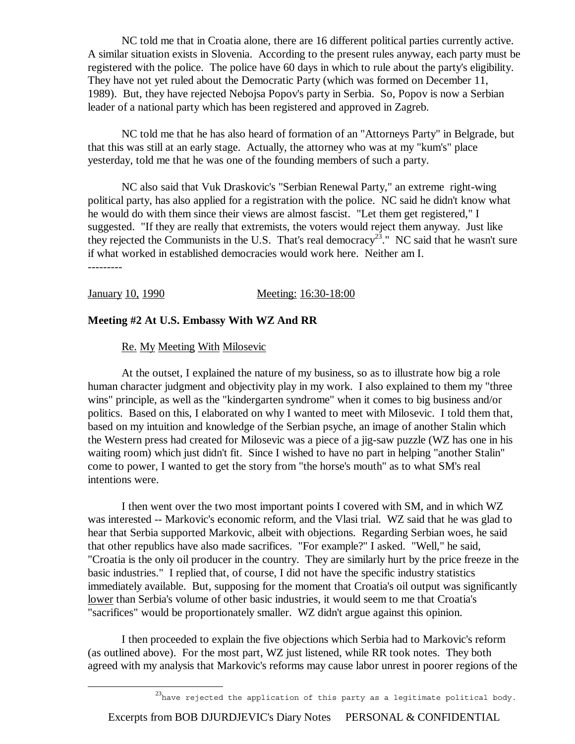NC told me that in Croatia alone, there are 16 different political parties currently active. A similar situation exists in Slovenia. According to the present rules anyway, each party must be registered with the police. The police have 60 days in which to rule about the party's eligibility. They have not yet ruled about the Democratic Party (which was formed on December 11, 1989). But, they have rejected Nebojsa Popov's party in Serbia. So, Popov is now a Serbian leader of a national party which has been registered and approved in Zagreb.

NC told me that he has also heard of formation of an "Attorneys Party" in Belgrade, but that this was still at an early stage. Actually, the attorney who was at my "kum's" place yesterday, told me that he was one of the founding members of such a party.

NC also said that Vuk Draskovic's "Serbian Renewal Party," an extreme right-wing political party, has also applied for a registration with the police. NC said he didn't know what he would do with them since their views are almost fascist. "Let them get registered," I suggested. "If they are really that extremists, the voters would reject them anyway. Just like they rejected the Communists in the U.S. That's real democracy[23]." NC said that he wasn't sure if what worked in established democracies would work here. Neither am I.

---------

<u>January 10, 1990</u> &nbsp;&nbsp;&nbsp;&nbsp;&nbsp;&nbsp;&nbsp;&nbsp; <u>Meeting: 16:30-18:00</u>

**Meeting #2 At U.S. Embassy With WZ And RR**

<u>Re. My Meeting With Milosevic</u>

At the outset, I explained the nature of my business, so as to illustrate how big a role human character judgment and objectivity play in my work. I also explained to them my "three wins" principle, as well as the "kindergarten syndrome" when it comes to big business and/or politics. Based on this, I elaborated on why I wanted to meet with Milosevic. I told them that, based on my intuition and knowledge of the Serbian psyche, an image of another Stalin which the Western press had created for Milosevic was a piece of a jig-saw puzzle (WZ has one in his waiting room) which just didn't fit. Since I wished to have no part in helping "another Stalin" come to power, I wanted to get the story from "the horse's mouth" as to what SM's real intentions were.

I then went over the two most important points I covered with SM, and in which WZ was interested -- Markovic's economic reform, and the Vlasi trial. WZ said that he was glad to hear that Serbia supported Markovic, albeit with objections. Regarding Serbian woes, he said that other republics have also made sacrifices. "For example?" I asked. "Well," he said, "Croatia is the only oil producer in the country. They are similarly hurt by the price freeze in the basic industries." I replied that, of course, I did not have the specific industry statistics immediately available. But, supposing for the moment that Croatia's oil output was significantly <u>lower</u> than Serbia's volume of other basic industries, it would seem to me that Croatia's "sacrifices" would be proportionately smaller. WZ didn't argue against this opinion.

I then proceeded to explain the five objections which Serbia had to Markovic's reform (as outlined above). For the most part, WZ just listened, while RR took notes. They both agreed with my analysis that Markovic's reforms may cause labor unrest in poorer regions of the

[23] have rejected the application of this party as a legitimate political body.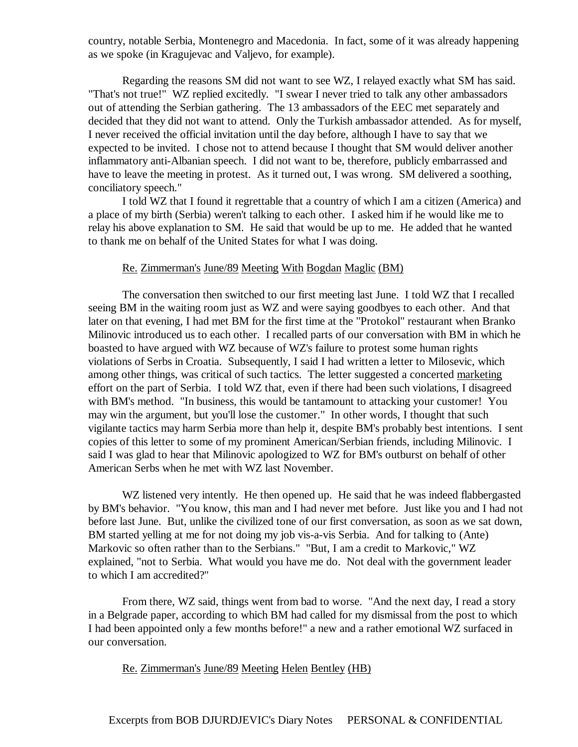country, notable Serbia, Montenegro and Macedonia. In fact, some of it was already happening as we spoke (in Kragujevac and Valjevo, for example).

Regarding the reasons SM did not want to see WZ, I relayed exactly what SM has said. "That's not true!" WZ replied excitedly. "I swear I never tried to talk any other ambassadors out of attending the Serbian gathering. The 13 ambassadors of the EEC met separately and decided that they did not want to attend. Only the Turkish ambassador attended. As for myself, I never received the official invitation until the day before, although I have to say that we expected to be invited. I chose not to attend because I thought that SM would deliver another inflammatory anti-Albanian speech. I did not want to be, therefore, publicly embarrassed and have to leave the meeting in protest. As it turned out, I was wrong. SM delivered a soothing, conciliatory speech."

I told WZ that I found it regrettable that a country of which I am a citizen (America) and a place of my birth (Serbia) weren't talking to each other. I asked him if he would like me to relay his above explanation to SM. He said that would be up to me. He added that he wanted to thank me on behalf of the United States for what I was doing.

Re. Zimmerman's June/89 Meeting With Bogdan Maglic (BM)

The conversation then switched to our first meeting last June. I told WZ that I recalled seeing BM in the waiting room just as WZ and were saying goodbyes to each other. And that later on that evening, I had met BM for the first time at the "Protokol" restaurant when Branko Milinovic introduced us to each other. I recalled parts of our conversation with BM in which he boasted to have argued with WZ because of WZ's failure to protest some human rights violations of Serbs in Croatia. Subsequently, I said I had written a letter to Milosevic, which among other things, was critical of such tactics. The letter suggested a concerted marketing effort on the part of Serbia. I told WZ that, even if there had been such violations, I disagreed with BM's method. "In business, this would be tantamount to attacking your customer! You may win the argument, but you'll lose the customer." In other words, I thought that such vigilante tactics may harm Serbia more than help it, despite BM's probably best intentions. I sent copies of this letter to some of my prominent American/Serbian friends, including Milinovic. I said I was glad to hear that Milinovic apologized to WZ for BM's outburst on behalf of other American Serbs when he met with WZ last November.

WZ listened very intently. He then opened up. He said that he was indeed flabbergasted by BM's behavior. "You know, this man and I had never met before. Just like you and I had not before last June. But, unlike the civilized tone of our first conversation, as soon as we sat down, BM started yelling at me for not doing my job vis-a-vis Serbia. And for talking to (Ante) Markovic so often rather than to the Serbians." "But, I am a credit to Markovic," WZ explained, "not to Serbia. What would you have me do. Not deal with the government leader to which I am accredited?"

From there, WZ said, things went from bad to worse. "And the next day, I read a story in a Belgrade paper, according to which BM had called for my dismissal from the post to which I had been appointed only a few months before!" a new and a rather emotional WZ surfaced in our conversation.

Re. Zimmerman's June/89 Meeting Helen Bentley (HB)

Excerpts from BOB DJURDJEVIC's Diary Notes PERSONAL & CONFIDENTIAL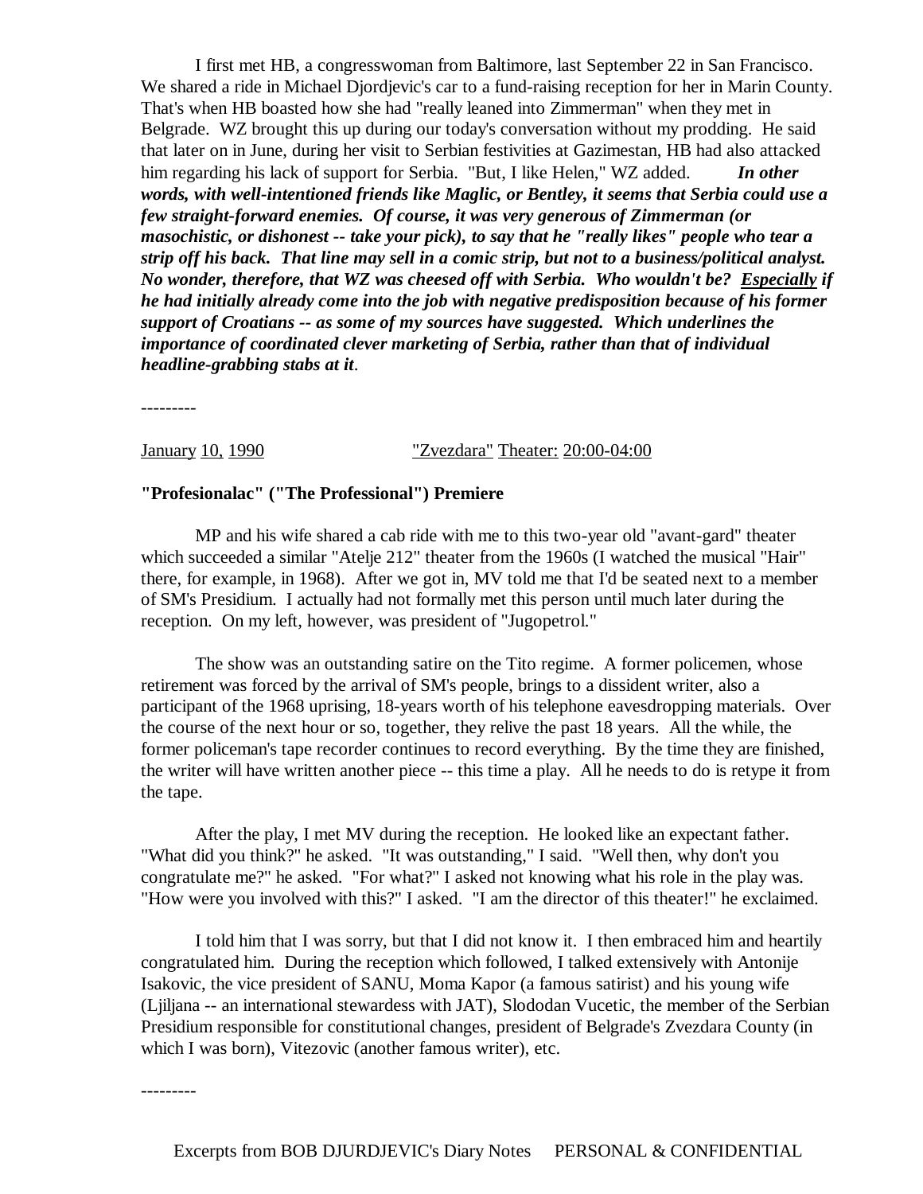I first met HB, a congresswoman from Baltimore, last September 22 in San Francisco. We shared a ride in Michael Djordjevic's car to a fund-raising reception for her in Marin County. That's when HB boasted how she had "really leaned into Zimmerman" when they met in Belgrade. WZ brought this up during our today's conversation without my prodding. He said that later on in June, during her visit to Serbian festivities at Gazimestan, HB had also attacked him regarding his lack of support for Serbia. "But, I like Helen," WZ added. ***In other words, with well-intentioned friends like Maglic, or Bentley, it seems that Serbia could use a few straight-forward enemies. Of course, it was very generous of Zimmerman (or masochistic, or dishonest -- take your pick), to say that he "really likes" people who tear a strip off his back. That line may sell in a comic strip, but not to a business/political analyst. No wonder, therefore, that WZ was cheesed off with Serbia. Who wouldn't be? Especially if he had initially already come into the job with negative predisposition because of his former support of Croatians -- as some of my sources have suggested. Which underlines the importance of coordinated clever marketing of Serbia, rather than that of individual headline-grabbing stabs at it***.

---------

January 10, 1990 "Zvezdara" Theater: 20:00-04:00

**"Profesionalac" ("The Professional") Premiere**

MP and his wife shared a cab ride with me to this two-year old "avant-gard" theater which succeeded a similar "Atelje 212" theater from the 1960s (I watched the musical "Hair" there, for example, in 1968). After we got in, MV told me that I'd be seated next to a member of SM's Presidium. I actually had not formally met this person until much later during the reception. On my left, however, was president of "Jugopetrol."

The show was an outstanding satire on the Tito regime. A former policemen, whose retirement was forced by the arrival of SM's people, brings to a dissident writer, also a participant of the 1968 uprising, 18-years worth of his telephone eavesdropping materials. Over the course of the next hour or so, together, they relive the past 18 years. All the while, the former policeman's tape recorder continues to record everything. By the time they are finished, the writer will have written another piece -- this time a play. All he needs to do is retype it from the tape.

After the play, I met MV during the reception. He looked like an expectant father. "What did you think?" he asked. "It was outstanding," I said. "Well then, why don't you congratulate me?" he asked. "For what?" I asked not knowing what his role in the play was. "How were you involved with this?" I asked. "I am the director of this theater!" he exclaimed.

I told him that I was sorry, but that I did not know it. I then embraced him and heartily congratulated him. During the reception which followed, I talked extensively with Antonije Isakovic, the vice president of SANU, Moma Kapor (a famous satirist) and his young wife (Ljiljana -- an international stewardess with JAT), Slododan Vucetic, the member of the Serbian Presidium responsible for constitutional changes, president of Belgrade's Zvezdara County (in which I was born), Vitezovic (another famous writer), etc.

---------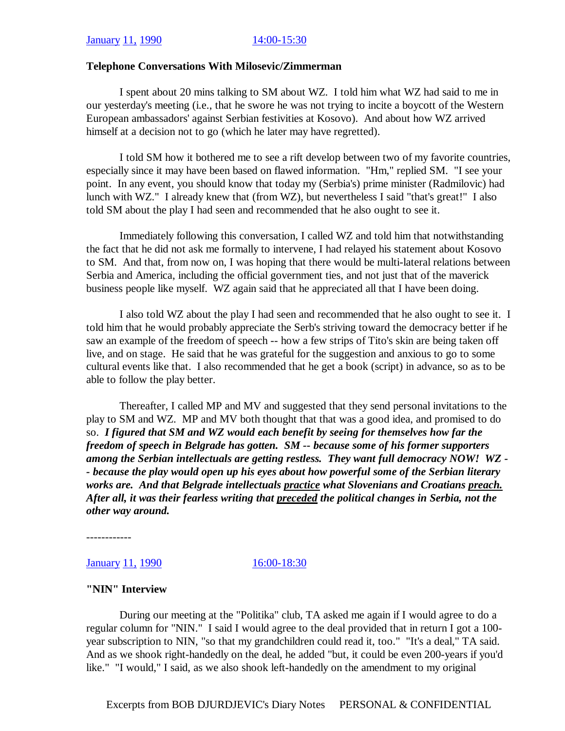January 11, 1990 14:00-15:30

**Telephone Conversations With Milosevic/Zimmerman**

I spent about 20 mins talking to SM about WZ. I told him what WZ had said to me in our yesterday's meeting (i.e., that he swore he was not trying to incite a boycott of the Western European ambassadors' against Serbian festivities at Kosovo). And about how WZ arrived himself at a decision not to go (which he later may have regretted).

I told SM how it bothered me to see a rift develop between two of my favorite countries, especially since it may have been based on flawed information. "Hm," replied SM. "I see your point. In any event, you should know that today my (Serbia's) prime minister (Radmilovic) had lunch with WZ." I already knew that (from WZ), but nevertheless I said "that's great!" I also told SM about the play I had seen and recommended that he also ought to see it.

Immediately following this conversation, I called WZ and told him that notwithstanding the fact that he did not ask me formally to intervene, I had relayed his statement about Kosovo to SM. And that, from now on, I was hoping that there would be multi-lateral relations between Serbia and America, including the official government ties, and not just that of the maverick business people like myself. WZ again said that he appreciated all that I have been doing.

I also told WZ about the play I had seen and recommended that he also ought to see it. I told him that he would probably appreciate the Serb's striving toward the democracy better if he saw an example of the freedom of speech -- how a few strips of Tito's skin are being taken off live, and on stage. He said that he was grateful for the suggestion and anxious to go to some cultural events like that. I also recommended that he get a book (script) in advance, so as to be able to follow the play better.

Thereafter, I called MP and MV and suggested that they send personal invitations to the play to SM and WZ. MP and MV both thought that that was a good idea, and promised to do so. ***I figured that SM and WZ would each benefit by seeing for themselves how far the freedom of speech in Belgrade has gotten. SM -- because some of his former supporters among the Serbian intellectuals are getting restless. They want full democracy NOW! WZ -- because the play would open up his eyes about how powerful some of the Serbian literary works are. And that Belgrade intellectuals <u>practice</u> what Slovenians and Croatians <u>preach.</u> After all, it was their fearless writing that <u>preceded</u> the political changes in Serbia, not the other way around.***

------------

January 11, 1990 16:00-18:30

**"NIN" Interview**

During our meeting at the "Politika" club, TA asked me again if I would agree to do a regular column for "NIN." I said I would agree to the deal provided that in return I got a 100-year subscription to NIN, "so that my grandchildren could read it, too." "It's a deal," TA said. And as we shook right-handedly on the deal, he added "but, it could be even 200-years if you'd like." "I would," I said, as we also shook left-handedly on the amendment to my original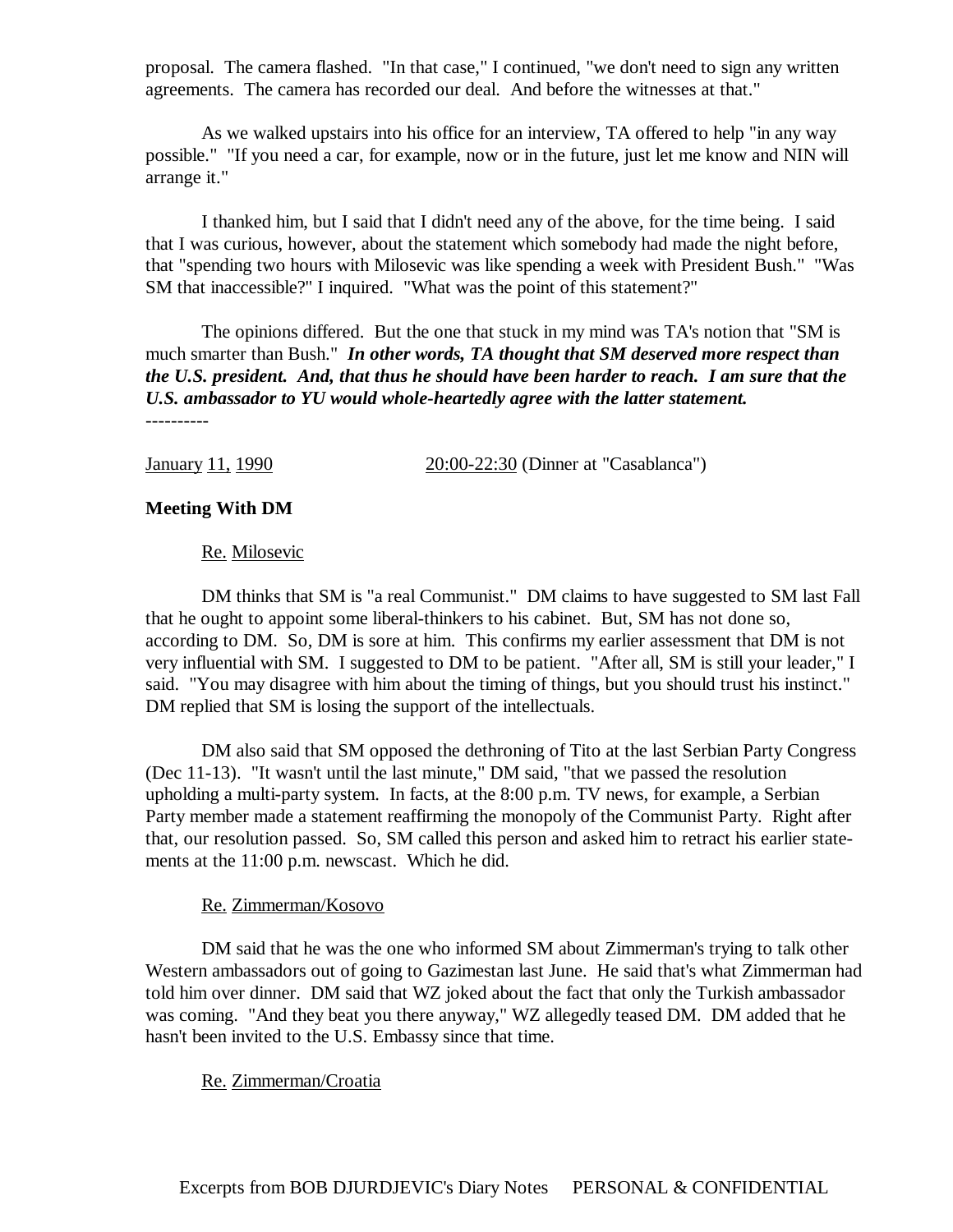proposal. The camera flashed. "In that case," I continued, "we don't need to sign any written agreements. The camera has recorded our deal. And before the witnesses at that."

As we walked upstairs into his office for an interview, TA offered to help "in any way possible." "If you need a car, for example, now or in the future, just let me know and NIN will arrange it."

I thanked him, but I said that I didn't need any of the above, for the time being. I said that I was curious, however, about the statement which somebody had made the night before, that "spending two hours with Milosevic was like spending a week with President Bush." "Was SM that inaccessible?" I inquired. "What was the point of this statement?"

The opinions differed. But the one that stuck in my mind was TA's notion that "SM is much smarter than Bush." ***In other words, TA thought that SM deserved more respect than the U.S. president. And, that thus he should have been harder to reach. I am sure that the U.S. ambassador to YU would whole-heartedly agree with the latter statement.***

----------

<u>January</u> <u>11,</u> <u>1990</u> <u>20:00-22:30</u> (Dinner at "Casablanca")

**Meeting With DM**

<u>Re.</u> <u>Milosevic</u>

DM thinks that SM is "a real Communist." DM claims to have suggested to SM last Fall that he ought to appoint some liberal-thinkers to his cabinet. But, SM has not done so, according to DM. So, DM is sore at him. This confirms my earlier assessment that DM is not very influential with SM. I suggested to DM to be patient. "After all, SM is still your leader," I said. "You may disagree with him about the timing of things, but you should trust his instinct." DM replied that SM is losing the support of the intellectuals.

DM also said that SM opposed the dethroning of Tito at the last Serbian Party Congress (Dec 11-13). "It wasn't until the last minute," DM said, "that we passed the resolution upholding a multi-party system. In facts, at the 8:00 p.m. TV news, for example, a Serbian Party member made a statement reaffirming the monopoly of the Communist Party. Right after that, our resolution passed. So, SM called this person and asked him to retract his earlier statements at the 11:00 p.m. newscast. Which he did.

<u>Re.</u> <u>Zimmerman/Kosovo</u>

DM said that he was the one who informed SM about Zimmerman's trying to talk other Western ambassadors out of going to Gazimestan last June. He said that's what Zimmerman had told him over dinner. DM said that WZ joked about the fact that only the Turkish ambassador was coming. "And they beat you there anyway," WZ allegedly teased DM. DM added that he hasn't been invited to the U.S. Embassy since that time.

<u>Re.</u> <u>Zimmerman/Croatia</u>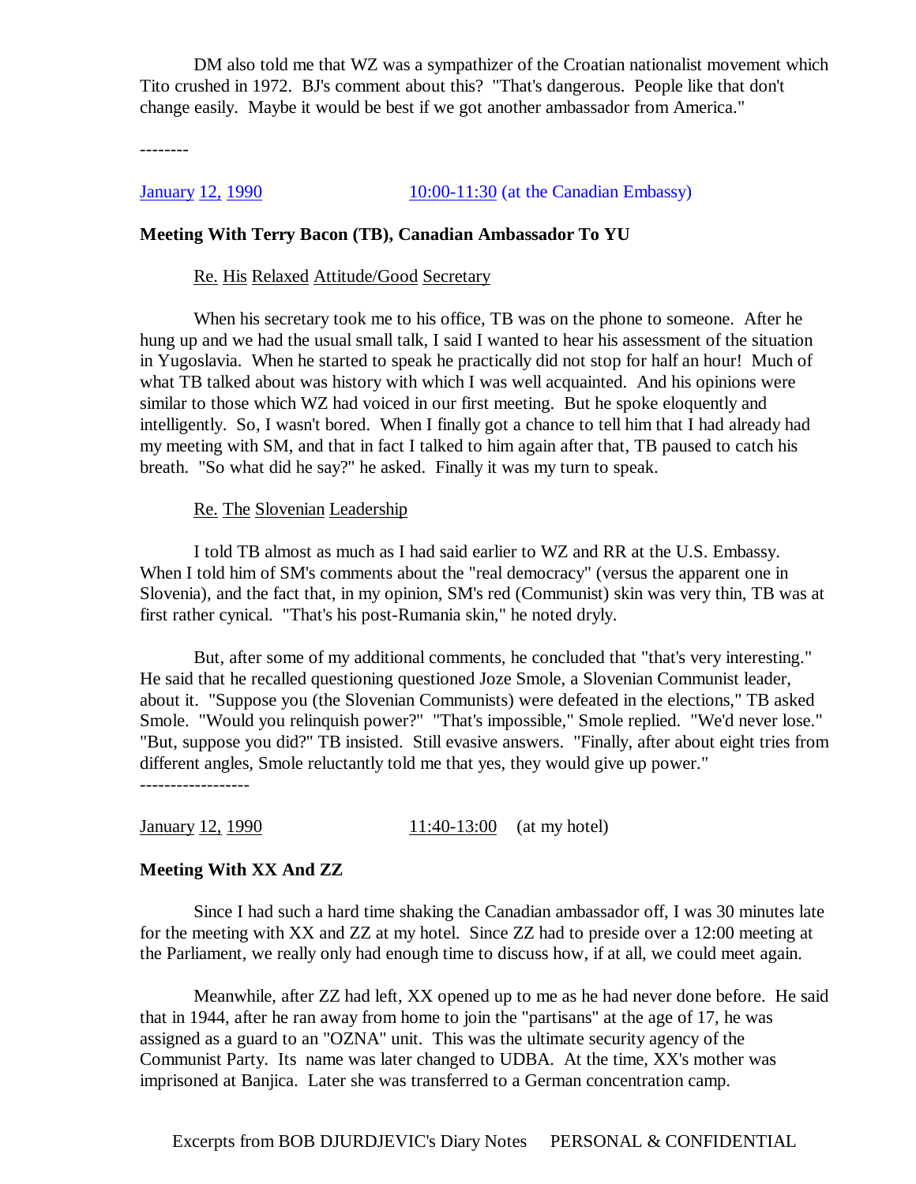DM also told me that WZ was a sympathizer of the Croatian nationalist movement which Tito crushed in 1972. BJ's comment about this? "That's dangerous. People like that don't change easily. Maybe it would be best if we got another ambassador from America."

--------

January 12, 1990 10:00-11:30 (at the Canadian Embassy)

**Meeting With Terry Bacon (TB), Canadian Ambassador To YU**

Re. His Relaxed Attitude/Good Secretary

When his secretary took me to his office, TB was on the phone to someone. After he hung up and we had the usual small talk, I said I wanted to hear his assessment of the situation in Yugoslavia. When he started to speak he practically did not stop for half an hour! Much of what TB talked about was history with which I was well acquainted. And his opinions were similar to those which WZ had voiced in our first meeting. But he spoke eloquently and intelligently. So, I wasn't bored. When I finally got a chance to tell him that I had already had my meeting with SM, and that in fact I talked to him again after that, TB paused to catch his breath. "So what did he say?" he asked. Finally it was my turn to speak.

Re. The Slovenian Leadership

I told TB almost as much as I had said earlier to WZ and RR at the U.S. Embassy. When I told him of SM's comments about the "real democracy" (versus the apparent one in Slovenia), and the fact that, in my opinion, SM's red (Communist) skin was very thin, TB was at first rather cynical. "That's his post-Rumania skin," he noted dryly.

But, after some of my additional comments, he concluded that "that's very interesting." He said that he recalled questioning questioned Joze Smole, a Slovenian Communist leader, about it. "Suppose you (the Slovenian Communists) were defeated in the elections," TB asked Smole. "Would you relinquish power?" "That's impossible," Smole replied. "We'd never lose." "But, suppose you did?" TB insisted. Still evasive answers. "Finally, after about eight tries from different angles, Smole reluctantly told me that yes, they would give up power."

------------------

January 12, 1990 11:40-13:00 (at my hotel)

**Meeting With XX And ZZ**

Since I had such a hard time shaking the Canadian ambassador off, I was 30 minutes late for the meeting with XX and ZZ at my hotel. Since ZZ had to preside over a 12:00 meeting at the Parliament, we really only had enough time to discuss how, if at all, we could meet again.

Meanwhile, after ZZ had left, XX opened up to me as he had never done before. He said that in 1944, after he ran away from home to join the "partisans" at the age of 17, he was assigned as a guard to an "OZNA" unit. This was the ultimate security agency of the Communist Party. Its name was later changed to UDBA. At the time, XX's mother was imprisoned at Banjica. Later she was transferred to a German concentration camp.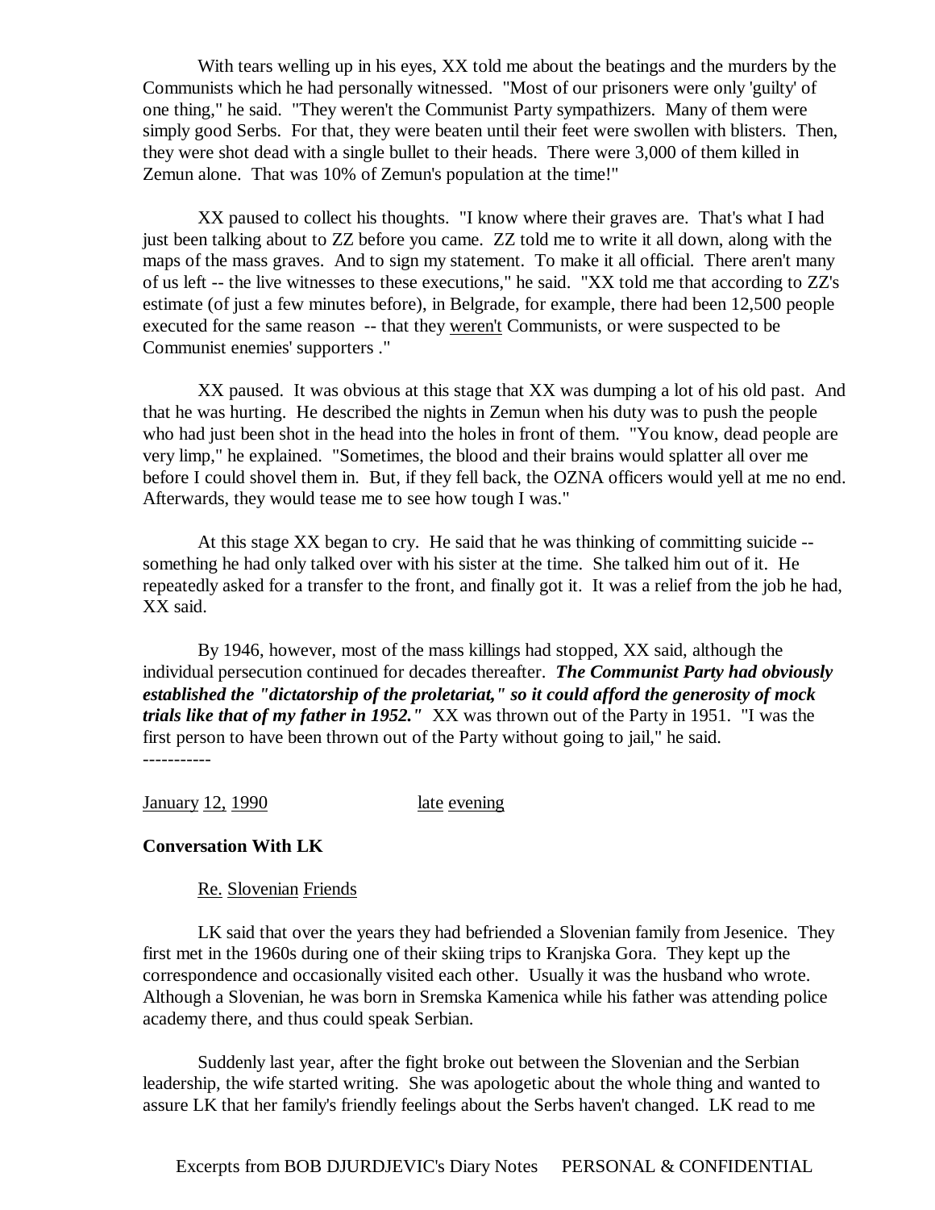With tears welling up in his eyes, XX told me about the beatings and the murders by the Communists which he had personally witnessed. "Most of our prisoners were only 'guilty' of one thing," he said. "They weren't the Communist Party sympathizers. Many of them were simply good Serbs. For that, they were beaten until their feet were swollen with blisters. Then, they were shot dead with a single bullet to their heads. There were 3,000 of them killed in Zemun alone. That was 10% of Zemun's population at the time!"

XX paused to collect his thoughts. "I know where their graves are. That's what I had just been talking about to ZZ before you came. ZZ told me to write it all down, along with the maps of the mass graves. And to sign my statement. To make it all official. There aren't many of us left -- the live witnesses to these executions," he said. "XX told me that according to ZZ's estimate (of just a few minutes before), in Belgrade, for example, there had been 12,500 people executed for the same reason -- that they <u>weren't</u> Communists, or were suspected to be Communist enemies' supporters ."

XX paused. It was obvious at this stage that XX was dumping a lot of his old past. And that he was hurting. He described the nights in Zemun when his duty was to push the people who had just been shot in the head into the holes in front of them. "You know, dead people are very limp," he explained. "Sometimes, the blood and their brains would splatter all over me before I could shovel them in. But, if they fell back, the OZNA officers would yell at me no end. Afterwards, they would tease me to see how tough I was."

At this stage XX began to cry. He said that he was thinking of committing suicide -- something he had only talked over with his sister at the time. She talked him out of it. He repeatedly asked for a transfer to the front, and finally got it. It was a relief from the job he had, XX said.

By 1946, however, most of the mass killings had stopped, XX said, although the individual persecution continued for decades thereafter. ***The Communist Party had obviously established the "dictatorship of the proletariat," so it could afford the generosity of mock trials like that of my father in 1952."*** XX was thrown out of the Party in 1951. "I was the first person to have been thrown out of the Party without going to jail," he said.

-----------

<u>January 12, 1990</u> <u>late evening</u>

**Conversation With LK**

<u>Re. Slovenian Friends</u>

LK said that over the years they had befriended a Slovenian family from Jesenice. They first met in the 1960s during one of their skiing trips to Kranjska Gora. They kept up the correspondence and occasionally visited each other. Usually it was the husband who wrote. Although a Slovenian, he was born in Sremska Kamenica while his father was attending police academy there, and thus could speak Serbian.

Suddenly last year, after the fight broke out between the Slovenian and the Serbian leadership, the wife started writing. She was apologetic about the whole thing and wanted to assure LK that her family's friendly feelings about the Serbs haven't changed. LK read to me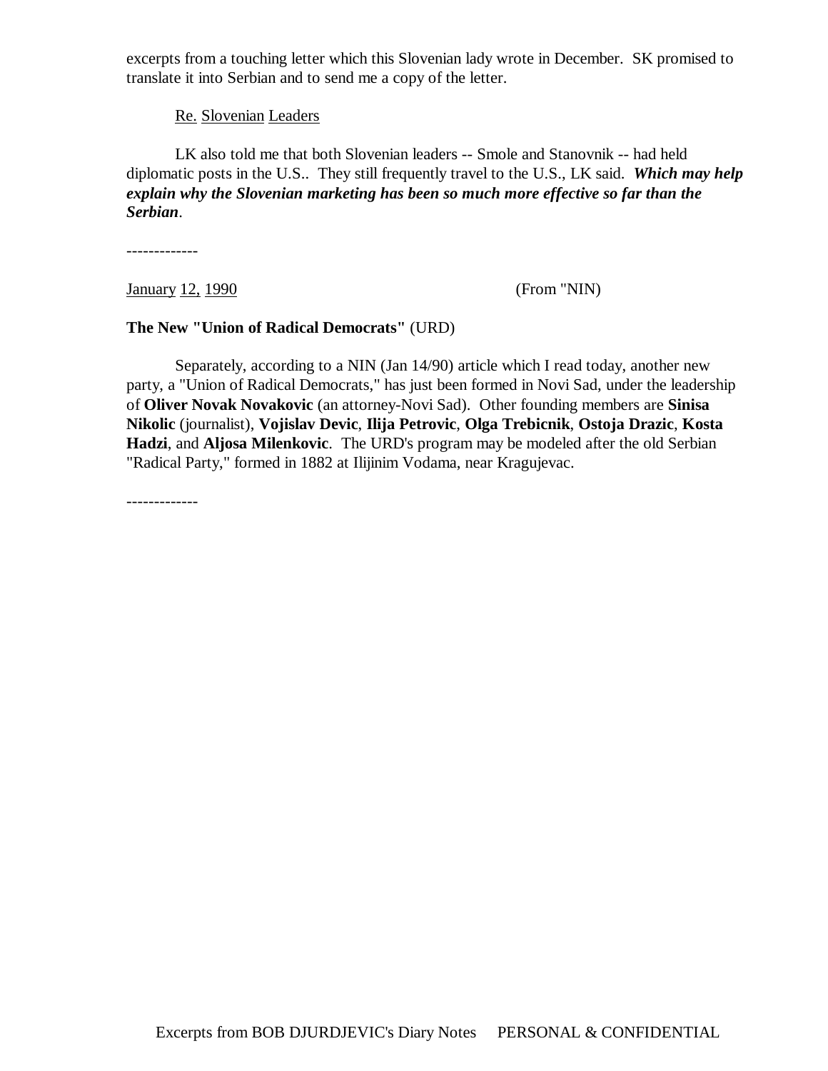excerpts from a touching letter which this Slovenian lady wrote in December. SK promised to translate it into Serbian and to send me a copy of the letter.

Re. Slovenian Leaders

LK also told me that both Slovenian leaders -- Smole and Stanovnik -- had held diplomatic posts in the U.S.. They still frequently travel to the U.S., LK said. ***Which may help explain why the Slovenian marketing has been so much more effective so far than the Serbian***.

-------------

January 12, 1990 (From "NIN)

**The New "Union of Radical Democrats"** (URD)

Separately, according to a NIN (Jan 14/90) article which I read today, another new party, a "Union of Radical Democrats," has just been formed in Novi Sad, under the leadership of **Oliver Novak Novakovic** (an attorney-Novi Sad). Other founding members are **Sinisa Nikolic** (journalist), **Vojislav Devic**, **Ilija Petrovic**, **Olga Trebicnik**, **Ostoja Drazic**, **Kosta Hadzi**, and **Aljosa Milenkovic**. The URD's program may be modeled after the old Serbian "Radical Party," formed in 1882 at Ilijinim Vodama, near Kragujevac.

-------------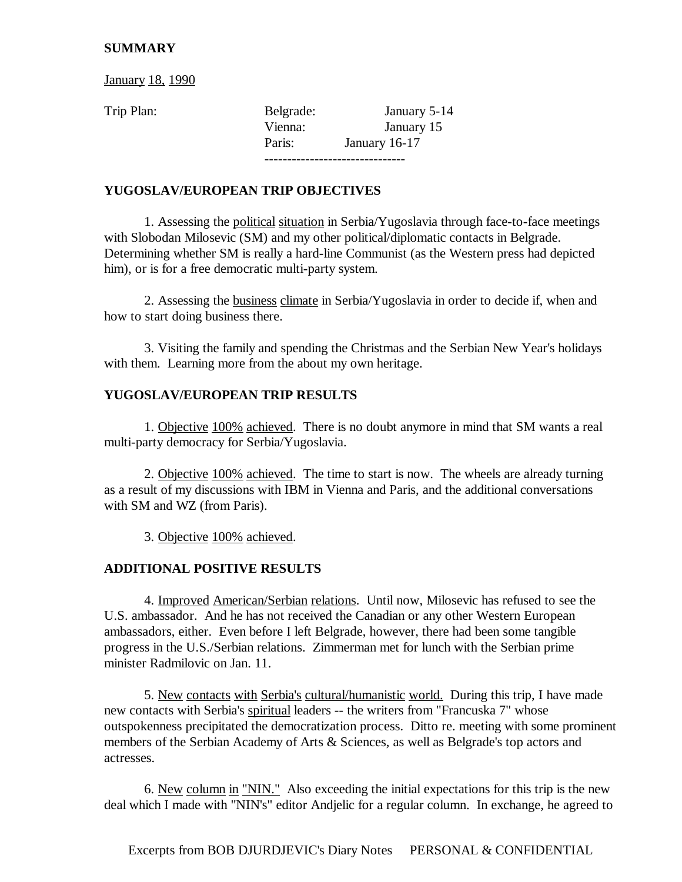**SUMMARY**

January 18, 1990

| Trip Plan: | Belgrade: | January 5-14 |
|---|---|---|
| | Vienna: | January 15 |
| | Paris: | January 16-17 |

-------------------------------

**YUGOSLAV/EUROPEAN TRIP OBJECTIVES**

1. Assessing the political situation in Serbia/Yugoslavia through face-to-face meetings with Slobodan Milosevic (SM) and my other political/diplomatic contacts in Belgrade. Determining whether SM is really a hard-line Communist (as the Western press had depicted him), or is for a free democratic multi-party system.

2. Assessing the business climate in Serbia/Yugoslavia in order to decide if, when and how to start doing business there.

3. Visiting the family and spending the Christmas and the Serbian New Year's holidays with them. Learning more from the about my own heritage.

**YUGOSLAV/EUROPEAN TRIP RESULTS**

1. Objective 100% achieved. There is no doubt anymore in mind that SM wants a real multi-party democracy for Serbia/Yugoslavia.

2. Objective 100% achieved. The time to start is now. The wheels are already turning as a result of my discussions with IBM in Vienna and Paris, and the additional conversations with SM and WZ (from Paris).

3. Objective 100% achieved.

**ADDITIONAL POSITIVE RESULTS**

4. Improved American/Serbian relations. Until now, Milosevic has refused to see the U.S. ambassador. And he has not received the Canadian or any other Western European ambassadors, either. Even before I left Belgrade, however, there had been some tangible progress in the U.S./Serbian relations. Zimmerman met for lunch with the Serbian prime minister Radmilovic on Jan. 11.

5. New contacts with Serbia's cultural/humanistic world. During this trip, I have made new contacts with Serbia's spiritual leaders -- the writers from "Francuska 7" whose outspokenness precipitated the democratization process. Ditto re. meeting with some prominent members of the Serbian Academy of Arts & Sciences, as well as Belgrade's top actors and actresses.

6. New column in "NIN." Also exceeding the initial expectations for this trip is the new deal which I made with "NIN's" editor Andjelic for a regular column. In exchange, he agreed to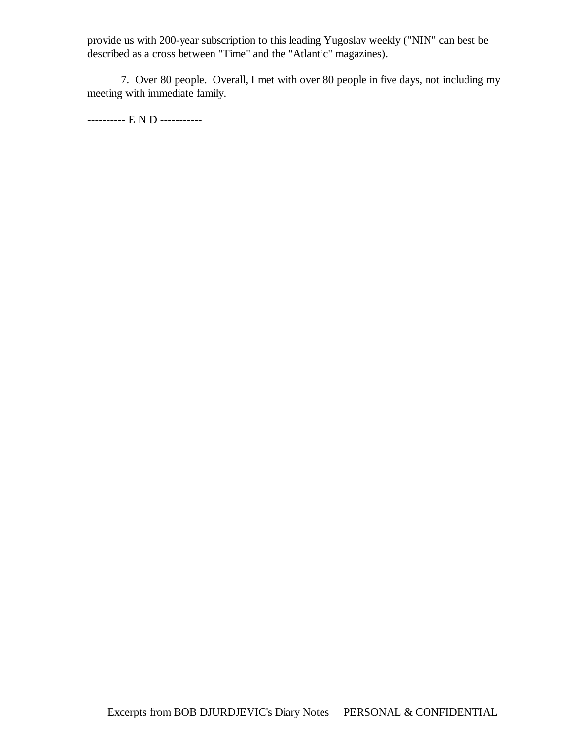provide us with 200-year subscription to this leading Yugoslav weekly ("NIN" can best be described as a cross between "Time" and the "Atlantic" magazines).

7. <u>Over</u> <u>80</u> <u>people.</u> Overall, I met with over 80 people in five days, not including my meeting with immediate family.

---------- E N D -----------